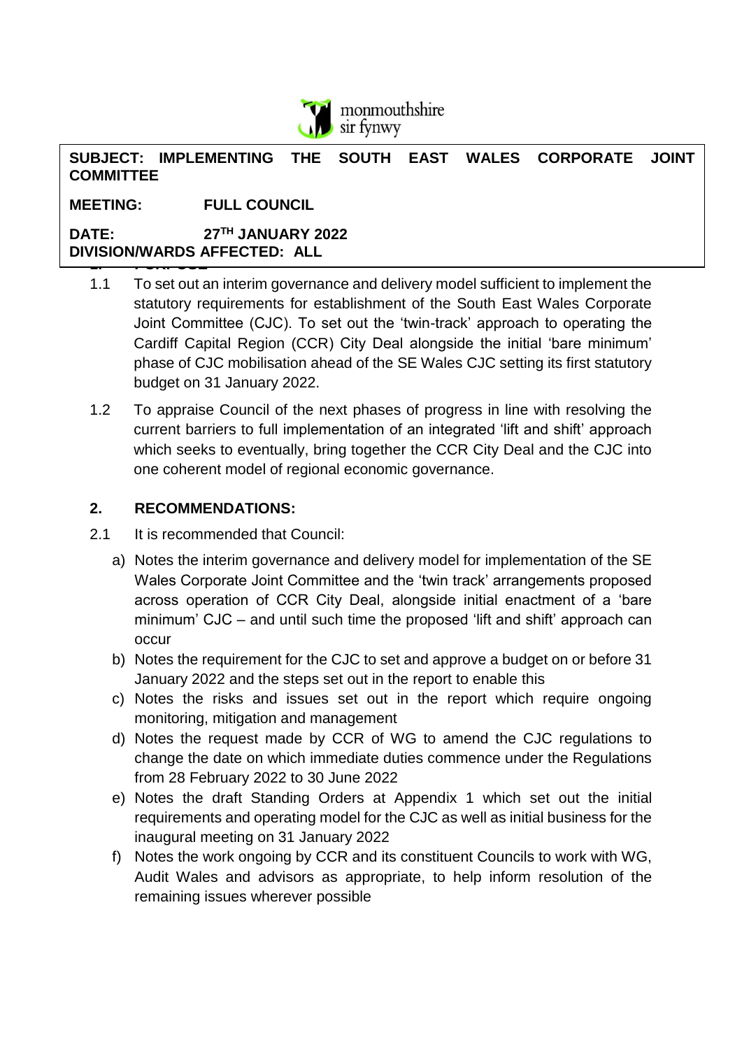monmouthshire
sir fynwy

**SUBJECT: IMPLEMENTING THE SOUTH EAST WALES CORPORATE JOINT COMMITTEE**

**MEETING: FULL COUNCIL**

**DATE: 27TH JANUARY 2022**

**DIVISION/WARDS AFFECTED: ALL**

## 1. PURPOSE

1.1 To set out an interim governance and delivery model sufficient to implement the statutory requirements for establishment of the South East Wales Corporate Joint Committee (CJC). To set out the 'twin-track' approach to operating the Cardiff Capital Region (CCR) City Deal alongside the initial 'bare minimum' phase of CJC mobilisation ahead of the SE Wales CJC setting its first statutory budget on 31 January 2022.

1.2 To appraise Council of the next phases of progress in line with resolving the current barriers to full implementation of an integrated 'lift and shift' approach which seeks to eventually, bring together the CCR City Deal and the CJC into one coherent model of regional economic governance.

## 2. RECOMMENDATIONS:

2.1 It is recommended that Council:

a) Notes the interim governance and delivery model for implementation of the SE Wales Corporate Joint Committee and the 'twin track' arrangements proposed across operation of CCR City Deal, alongside initial enactment of a 'bare minimum' CJC – and until such time the proposed 'lift and shift' approach can occur

b) Notes the requirement for the CJC to set and approve a budget on or before 31 January 2022 and the steps set out in the report to enable this

c) Notes the risks and issues set out in the report which require ongoing monitoring, mitigation and management

d) Notes the request made by CCR of WG to amend the CJC regulations to change the date on which immediate duties commence under the Regulations from 28 February 2022 to 30 June 2022

e) Notes the draft Standing Orders at Appendix 1 which set out the initial requirements and operating model for the CJC as well as initial business for the inaugural meeting on 31 January 2022

f) Notes the work ongoing by CCR and its constituent Councils to work with WG, Audit Wales and advisors as appropriate, to help inform resolution of the remaining issues wherever possible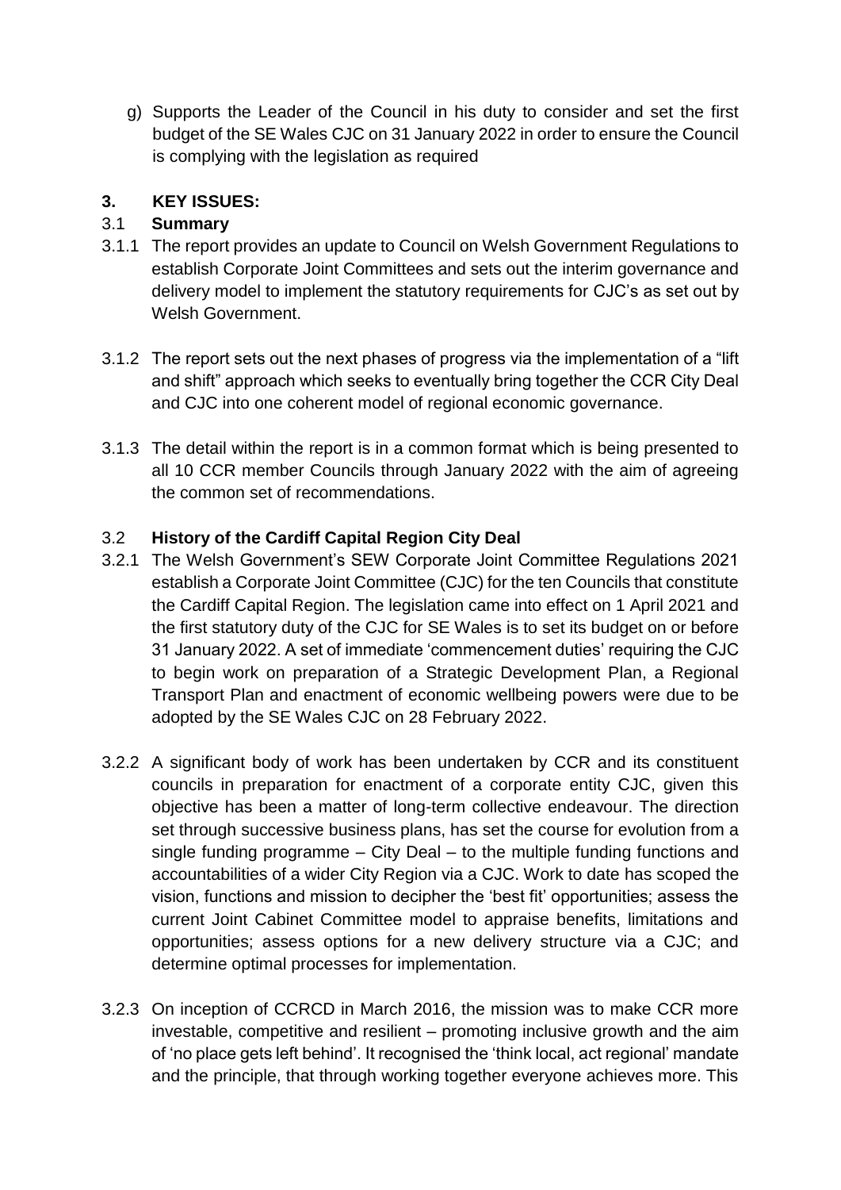g) Supports the Leader of the Council in his duty to consider and set the first budget of the SE Wales CJC on 31 January 2022 in order to ensure the Council is complying with the legislation as required

## 3. KEY ISSUES:

### 3.1 Summary

3.1.1 The report provides an update to Council on Welsh Government Regulations to establish Corporate Joint Committees and sets out the interim governance and delivery model to implement the statutory requirements for CJC's as set out by Welsh Government.

3.1.2 The report sets out the next phases of progress via the implementation of a "lift and shift" approach which seeks to eventually bring together the CCR City Deal and CJC into one coherent model of regional economic governance.

3.1.3 The detail within the report is in a common format which is being presented to all 10 CCR member Councils through January 2022 with the aim of agreeing the common set of recommendations.

### 3.2 History of the Cardiff Capital Region City Deal

3.2.1 The Welsh Government's SEW Corporate Joint Committee Regulations 2021 establish a Corporate Joint Committee (CJC) for the ten Councils that constitute the Cardiff Capital Region. The legislation came into effect on 1 April 2021 and the first statutory duty of the CJC for SE Wales is to set its budget on or before 31 January 2022. A set of immediate 'commencement duties' requiring the CJC to begin work on preparation of a Strategic Development Plan, a Regional Transport Plan and enactment of economic wellbeing powers were due to be adopted by the SE Wales CJC on 28 February 2022.

3.2.2 A significant body of work has been undertaken by CCR and its constituent councils in preparation for enactment of a corporate entity CJC, given this objective has been a matter of long-term collective endeavour. The direction set through successive business plans, has set the course for evolution from a single funding programme – City Deal – to the multiple funding functions and accountabilities of a wider City Region via a CJC. Work to date has scoped the vision, functions and mission to decipher the 'best fit' opportunities; assess the current Joint Cabinet Committee model to appraise benefits, limitations and opportunities; assess options for a new delivery structure via a CJC; and determine optimal processes for implementation.

3.2.3 On inception of CCRCD in March 2016, the mission was to make CCR more investable, competitive and resilient – promoting inclusive growth and the aim of 'no place gets left behind'. It recognised the 'think local, act regional' mandate and the principle, that through working together everyone achieves more. This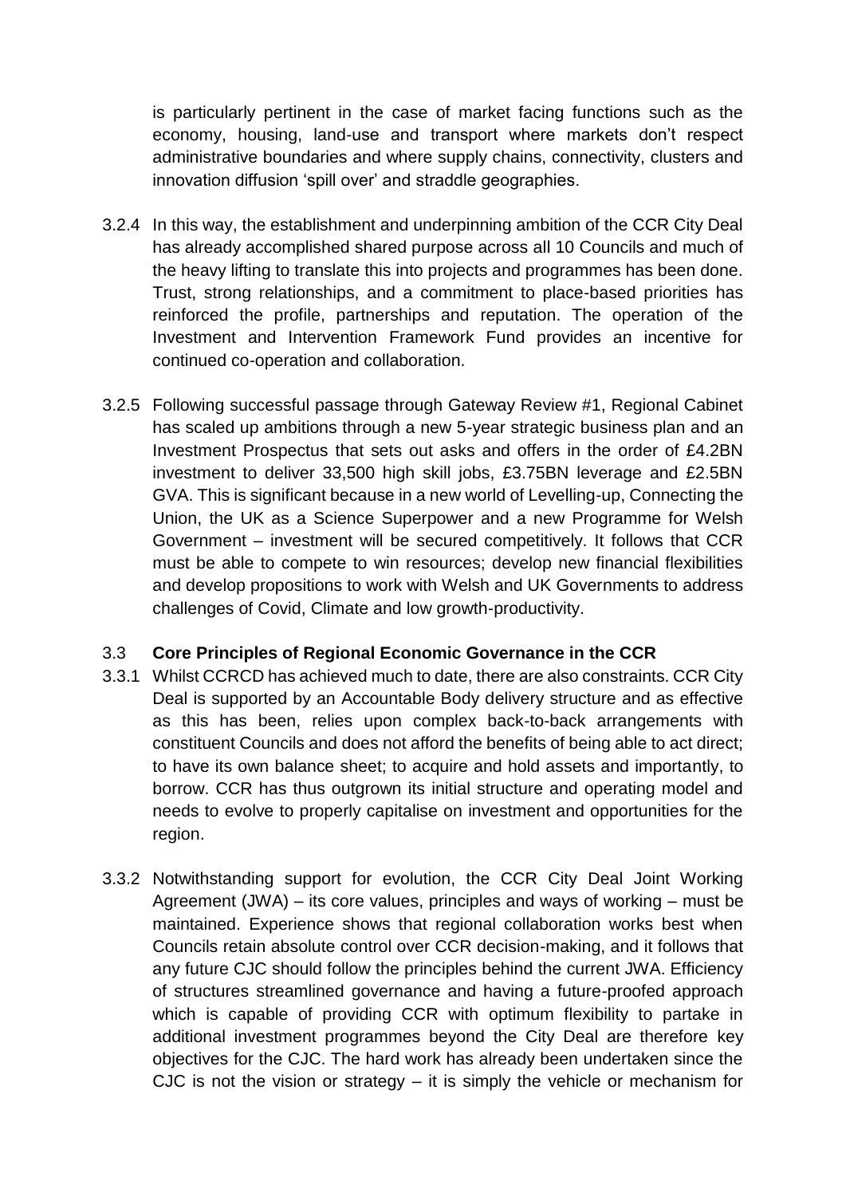is particularly pertinent in the case of market facing functions such as the economy, housing, land-use and transport where markets don't respect administrative boundaries and where supply chains, connectivity, clusters and innovation diffusion 'spill over' and straddle geographies.

3.2.4 In this way, the establishment and underpinning ambition of the CCR City Deal has already accomplished shared purpose across all 10 Councils and much of the heavy lifting to translate this into projects and programmes has been done. Trust, strong relationships, and a commitment to place-based priorities has reinforced the profile, partnerships and reputation. The operation of the Investment and Intervention Framework Fund provides an incentive for continued co-operation and collaboration.

3.2.5 Following successful passage through Gateway Review #1, Regional Cabinet has scaled up ambitions through a new 5-year strategic business plan and an Investment Prospectus that sets out asks and offers in the order of £4.2BN investment to deliver 33,500 high skill jobs, £3.75BN leverage and £2.5BN GVA. This is significant because in a new world of Levelling-up, Connecting the Union, the UK as a Science Superpower and a new Programme for Welsh Government – investment will be secured competitively. It follows that CCR must be able to compete to win resources; develop new financial flexibilities and develop propositions to work with Welsh and UK Governments to address challenges of Covid, Climate and low growth-productivity.

### 3.3 Core Principles of Regional Economic Governance in the CCR

3.3.1 Whilst CCRCD has achieved much to date, there are also constraints. CCR City Deal is supported by an Accountable Body delivery structure and as effective as this has been, relies upon complex back-to-back arrangements with constituent Councils and does not afford the benefits of being able to act direct; to have its own balance sheet; to acquire and hold assets and importantly, to borrow. CCR has thus outgrown its initial structure and operating model and needs to evolve to properly capitalise on investment and opportunities for the region.

3.3.2 Notwithstanding support for evolution, the CCR City Deal Joint Working Agreement (JWA) – its core values, principles and ways of working – must be maintained. Experience shows that regional collaboration works best when Councils retain absolute control over CCR decision-making, and it follows that any future CJC should follow the principles behind the current JWA. Efficiency of structures streamlined governance and having a future-proofed approach which is capable of providing CCR with optimum flexibility to partake in additional investment programmes beyond the City Deal are therefore key objectives for the CJC. The hard work has already been undertaken since the CJC is not the vision or strategy – it is simply the vehicle or mechanism for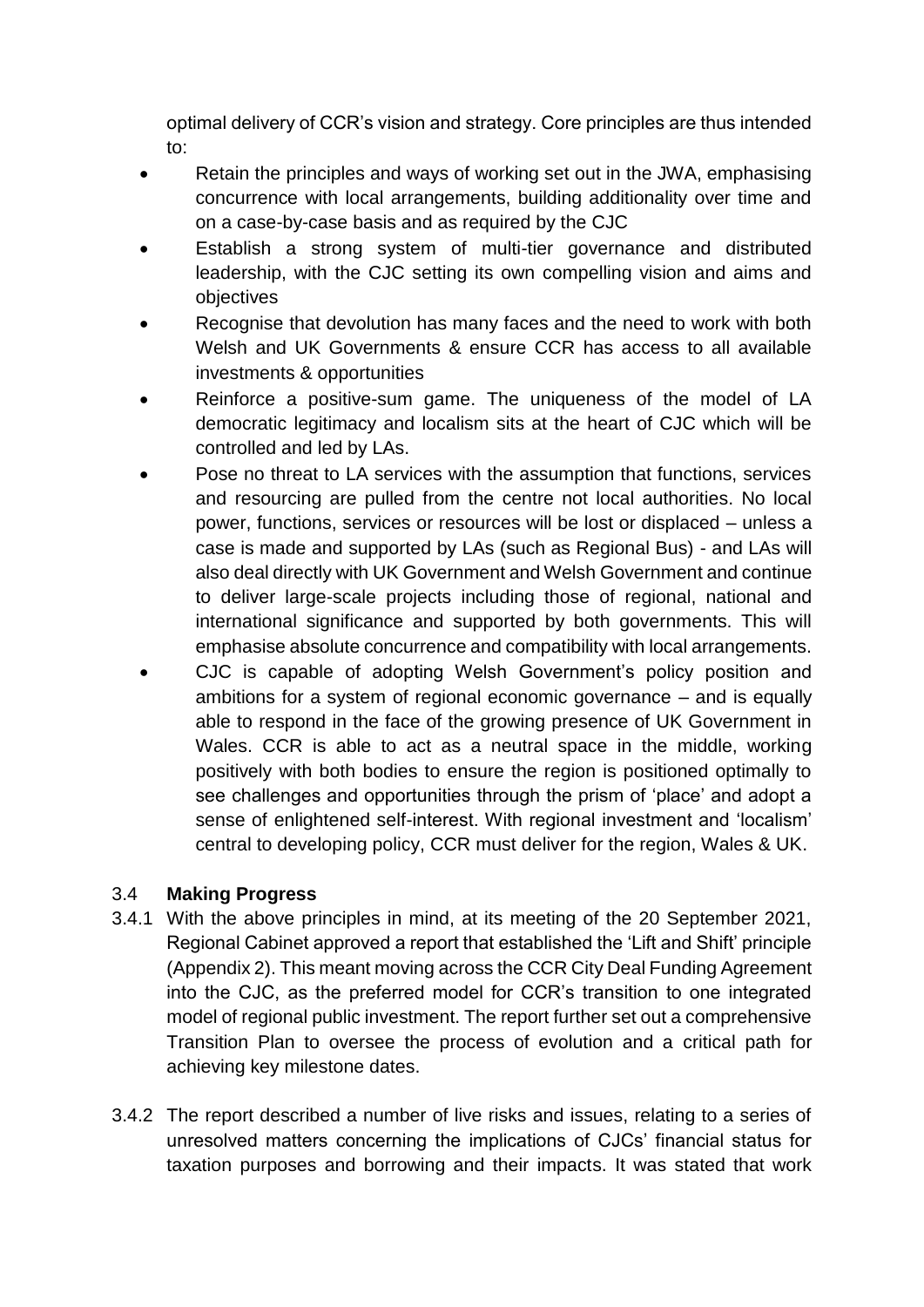optimal delivery of CCR's vision and strategy. Core principles are thus intended to:

- Retain the principles and ways of working set out in the JWA, emphasising concurrence with local arrangements, building additionality over time and on a case-by-case basis and as required by the CJC
- Establish a strong system of multi-tier governance and distributed leadership, with the CJC setting its own compelling vision and aims and objectives
- Recognise that devolution has many faces and the need to work with both Welsh and UK Governments & ensure CCR has access to all available investments & opportunities
- Reinforce a positive-sum game. The uniqueness of the model of LA democratic legitimacy and localism sits at the heart of CJC which will be controlled and led by LAs.
- Pose no threat to LA services with the assumption that functions, services and resourcing are pulled from the centre not local authorities. No local power, functions, services or resources will be lost or displaced – unless a case is made and supported by LAs (such as Regional Bus) - and LAs will also deal directly with UK Government and Welsh Government and continue to deliver large-scale projects including those of regional, national and international significance and supported by both governments. This will emphasise absolute concurrence and compatibility with local arrangements.
- CJC is capable of adopting Welsh Government's policy position and ambitions for a system of regional economic governance – and is equally able to respond in the face of the growing presence of UK Government in Wales. CCR is able to act as a neutral space in the middle, working positively with both bodies to ensure the region is positioned optimally to see challenges and opportunities through the prism of 'place' and adopt a sense of enlightened self-interest. With regional investment and 'localism' central to developing policy, CCR must deliver for the region, Wales & UK.

### 3.4 **Making Progress**

3.4.1 With the above principles in mind, at its meeting of the 20 September 2021, Regional Cabinet approved a report that established the 'Lift and Shift' principle (Appendix 2). This meant moving across the CCR City Deal Funding Agreement into the CJC, as the preferred model for CCR's transition to one integrated model of regional public investment. The report further set out a comprehensive Transition Plan to oversee the process of evolution and a critical path for achieving key milestone dates.

3.4.2 The report described a number of live risks and issues, relating to a series of unresolved matters concerning the implications of CJCs' financial status for taxation purposes and borrowing and their impacts. It was stated that work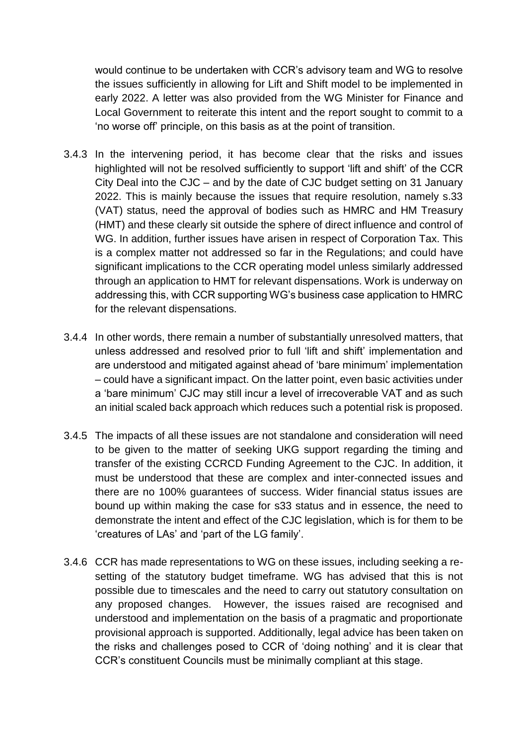would continue to be undertaken with CCR's advisory team and WG to resolve the issues sufficiently in allowing for Lift and Shift model to be implemented in early 2022. A letter was also provided from the WG Minister for Finance and Local Government to reiterate this intent and the report sought to commit to a 'no worse off' principle, on this basis as at the point of transition.

3.4.3 In the intervening period, it has become clear that the risks and issues highlighted will not be resolved sufficiently to support 'lift and shift' of the CCR City Deal into the CJC – and by the date of CJC budget setting on 31 January 2022. This is mainly because the issues that require resolution, namely s.33 (VAT) status, need the approval of bodies such as HMRC and HM Treasury (HMT) and these clearly sit outside the sphere of direct influence and control of WG. In addition, further issues have arisen in respect of Corporation Tax. This is a complex matter not addressed so far in the Regulations; and could have significant implications to the CCR operating model unless similarly addressed through an application to HMT for relevant dispensations. Work is underway on addressing this, with CCR supporting WG's business case application to HMRC for the relevant dispensations.

3.4.4 In other words, there remain a number of substantially unresolved matters, that unless addressed and resolved prior to full 'lift and shift' implementation and are understood and mitigated against ahead of 'bare minimum' implementation – could have a significant impact. On the latter point, even basic activities under a 'bare minimum' CJC may still incur a level of irrecoverable VAT and as such an initial scaled back approach which reduces such a potential risk is proposed.

3.4.5 The impacts of all these issues are not standalone and consideration will need to be given to the matter of seeking UKG support regarding the timing and transfer of the existing CCRCD Funding Agreement to the CJC. In addition, it must be understood that these are complex and inter-connected issues and there are no 100% guarantees of success. Wider financial status issues are bound up within making the case for s33 status and in essence, the need to demonstrate the intent and effect of the CJC legislation, which is for them to be 'creatures of LAs' and 'part of the LG family'.

3.4.6 CCR has made representations to WG on these issues, including seeking a re-setting of the statutory budget timeframe. WG has advised that this is not possible due to timescales and the need to carry out statutory consultation on any proposed changes. However, the issues raised are recognised and understood and implementation on the basis of a pragmatic and proportionate provisional approach is supported. Additionally, legal advice has been taken on the risks and challenges posed to CCR of 'doing nothing' and it is clear that CCR's constituent Councils must be minimally compliant at this stage.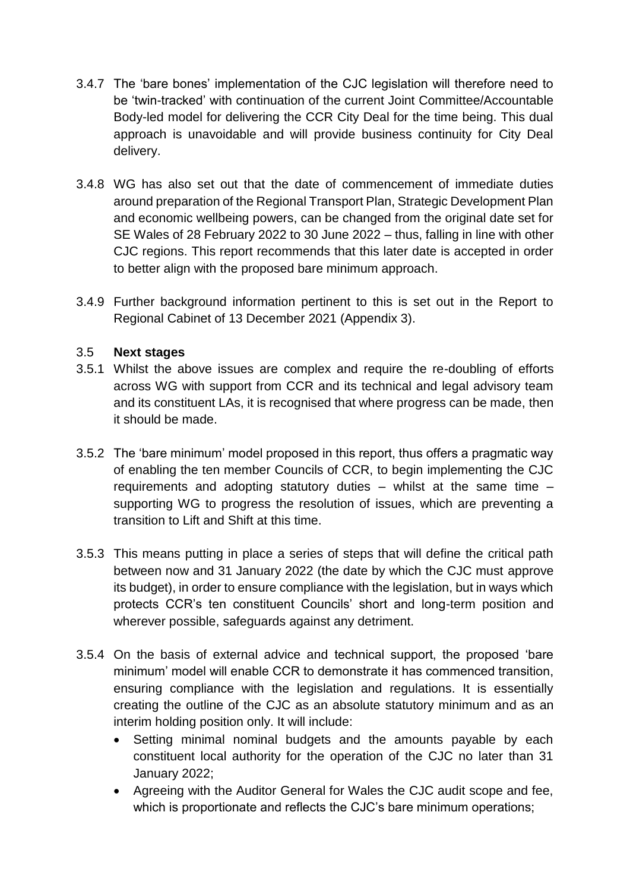3.4.7 The 'bare bones' implementation of the CJC legislation will therefore need to be 'twin-tracked' with continuation of the current Joint Committee/Accountable Body-led model for delivering the CCR City Deal for the time being. This dual approach is unavoidable and will provide business continuity for City Deal delivery.

3.4.8 WG has also set out that the date of commencement of immediate duties around preparation of the Regional Transport Plan, Strategic Development Plan and economic wellbeing powers, can be changed from the original date set for SE Wales of 28 February 2022 to 30 June 2022 – thus, falling in line with other CJC regions. This report recommends that this later date is accepted in order to better align with the proposed bare minimum approach.

3.4.9 Further background information pertinent to this is set out in the Report to Regional Cabinet of 13 December 2021 (Appendix 3).

3.5 **Next stages**

3.5.1 Whilst the above issues are complex and require the re-doubling of efforts across WG with support from CCR and its technical and legal advisory team and its constituent LAs, it is recognised that where progress can be made, then it should be made.

3.5.2 The 'bare minimum' model proposed in this report, thus offers a pragmatic way of enabling the ten member Councils of CCR, to begin implementing the CJC requirements and adopting statutory duties – whilst at the same time – supporting WG to progress the resolution of issues, which are preventing a transition to Lift and Shift at this time.

3.5.3 This means putting in place a series of steps that will define the critical path between now and 31 January 2022 (the date by which the CJC must approve its budget), in order to ensure compliance with the legislation, but in ways which protects CCR's ten constituent Councils' short and long-term position and wherever possible, safeguards against any detriment.

3.5.4 On the basis of external advice and technical support, the proposed 'bare minimum' model will enable CCR to demonstrate it has commenced transition, ensuring compliance with the legislation and regulations. It is essentially creating the outline of the CJC as an absolute statutory minimum and as an interim holding position only. It will include:

- Setting minimal nominal budgets and the amounts payable by each constituent local authority for the operation of the CJC no later than 31 January 2022;
- Agreeing with the Auditor General for Wales the CJC audit scope and fee, which is proportionate and reflects the CJC's bare minimum operations;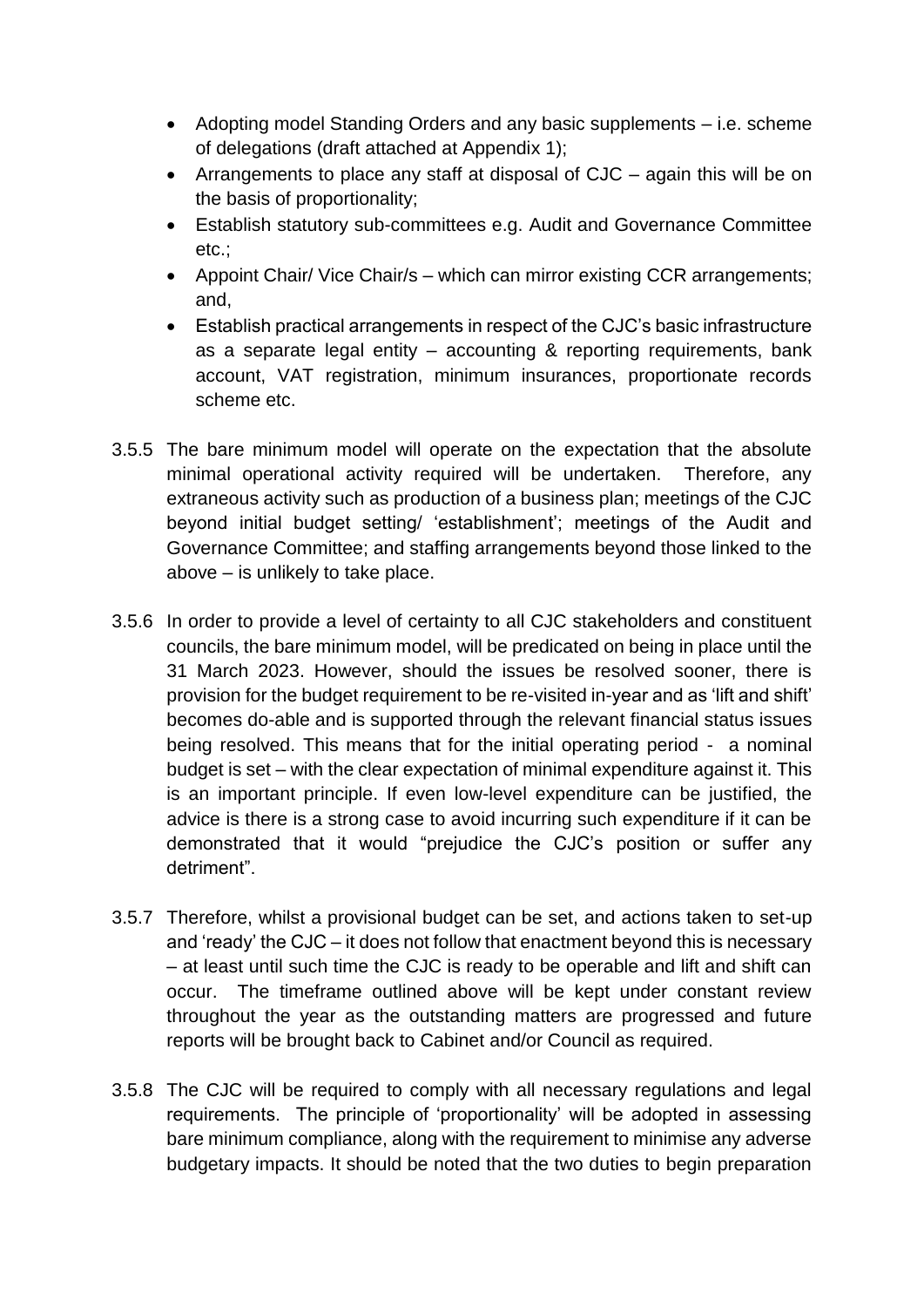- Adopting model Standing Orders and any basic supplements – i.e. scheme of delegations (draft attached at Appendix 1);
- Arrangements to place any staff at disposal of CJC – again this will be on the basis of proportionality;
- Establish statutory sub-committees e.g. Audit and Governance Committee etc.;
- Appoint Chair/ Vice Chair/s – which can mirror existing CCR arrangements; and,
- Establish practical arrangements in respect of the CJC's basic infrastructure as a separate legal entity – accounting & reporting requirements, bank account, VAT registration, minimum insurances, proportionate records scheme etc.

3.5.5 The bare minimum model will operate on the expectation that the absolute minimal operational activity required will be undertaken. Therefore, any extraneous activity such as production of a business plan; meetings of the CJC beyond initial budget setting/ 'establishment'; meetings of the Audit and Governance Committee; and staffing arrangements beyond those linked to the above – is unlikely to take place.

3.5.6 In order to provide a level of certainty to all CJC stakeholders and constituent councils, the bare minimum model, will be predicated on being in place until the 31 March 2023. However, should the issues be resolved sooner, there is provision for the budget requirement to be re-visited in-year and as 'lift and shift' becomes do-able and is supported through the relevant financial status issues being resolved. This means that for the initial operating period - a nominal budget is set – with the clear expectation of minimal expenditure against it. This is an important principle. If even low-level expenditure can be justified, the advice is there is a strong case to avoid incurring such expenditure if it can be demonstrated that it would "prejudice the CJC's position or suffer any detriment".

3.5.7 Therefore, whilst a provisional budget can be set, and actions taken to set-up and 'ready' the CJC – it does not follow that enactment beyond this is necessary – at least until such time the CJC is ready to be operable and lift and shift can occur. The timeframe outlined above will be kept under constant review throughout the year as the outstanding matters are progressed and future reports will be brought back to Cabinet and/or Council as required.

3.5.8 The CJC will be required to comply with all necessary regulations and legal requirements. The principle of 'proportionality' will be adopted in assessing bare minimum compliance, along with the requirement to minimise any adverse budgetary impacts. It should be noted that the two duties to begin preparation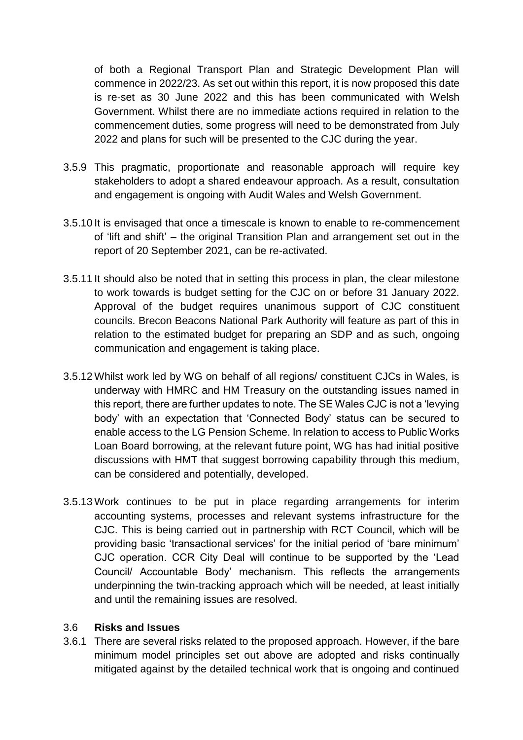of both a Regional Transport Plan and Strategic Development Plan will commence in 2022/23. As set out within this report, it is now proposed this date is re-set as 30 June 2022 and this has been communicated with Welsh Government. Whilst there are no immediate actions required in relation to the commencement duties, some progress will need to be demonstrated from July 2022 and plans for such will be presented to the CJC during the year.

3.5.9 This pragmatic, proportionate and reasonable approach will require key stakeholders to adopt a shared endeavour approach. As a result, consultation and engagement is ongoing with Audit Wales and Welsh Government.

3.5.10 It is envisaged that once a timescale is known to enable to re-commencement of 'lift and shift' – the original Transition Plan and arrangement set out in the report of 20 September 2021, can be re-activated.

3.5.11 It should also be noted that in setting this process in plan, the clear milestone to work towards is budget setting for the CJC on or before 31 January 2022. Approval of the budget requires unanimous support of CJC constituent councils. Brecon Beacons National Park Authority will feature as part of this in relation to the estimated budget for preparing an SDP and as such, ongoing communication and engagement is taking place.

3.5.12 Whilst work led by WG on behalf of all regions/ constituent CJCs in Wales, is underway with HMRC and HM Treasury on the outstanding issues named in this report, there are further updates to note. The SE Wales CJC is not a 'levying body' with an expectation that 'Connected Body' status can be secured to enable access to the LG Pension Scheme. In relation to access to Public Works Loan Board borrowing, at the relevant future point, WG has had initial positive discussions with HMT that suggest borrowing capability through this medium, can be considered and potentially, developed.

3.5.13 Work continues to be put in place regarding arrangements for interim accounting systems, processes and relevant systems infrastructure for the CJC. This is being carried out in partnership with RCT Council, which will be providing basic 'transactional services' for the initial period of 'bare minimum' CJC operation. CCR City Deal will continue to be supported by the 'Lead Council/ Accountable Body' mechanism. This reflects the arrangements underpinning the twin-tracking approach which will be needed, at least initially and until the remaining issues are resolved.

### 3.6 Risks and Issues

3.6.1 There are several risks related to the proposed approach. However, if the bare minimum model principles set out above are adopted and risks continually mitigated against by the detailed technical work that is ongoing and continued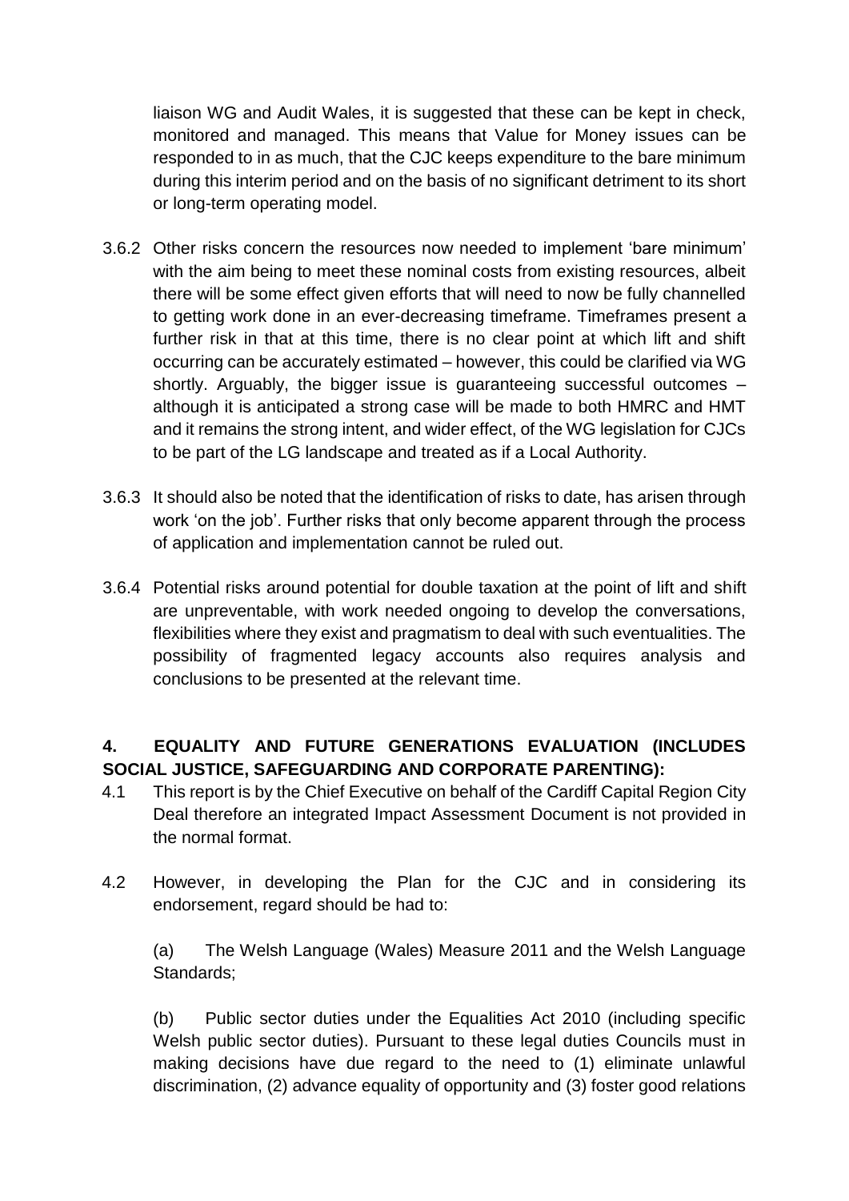liaison WG and Audit Wales, it is suggested that these can be kept in check, monitored and managed. This means that Value for Money issues can be responded to in as much, that the CJC keeps expenditure to the bare minimum during this interim period and on the basis of no significant detriment to its short or long-term operating model.

3.6.2 Other risks concern the resources now needed to implement 'bare minimum' with the aim being to meet these nominal costs from existing resources, albeit there will be some effect given efforts that will need to now be fully channelled to getting work done in an ever-decreasing timeframe. Timeframes present a further risk in that at this time, there is no clear point at which lift and shift occurring can be accurately estimated – however, this could be clarified via WG shortly. Arguably, the bigger issue is guaranteeing successful outcomes – although it is anticipated a strong case will be made to both HMRC and HMT and it remains the strong intent, and wider effect, of the WG legislation for CJCs to be part of the LG landscape and treated as if a Local Authority.

3.6.3 It should also be noted that the identification of risks to date, has arisen through work 'on the job'. Further risks that only become apparent through the process of application and implementation cannot be ruled out.

3.6.4 Potential risks around potential for double taxation at the point of lift and shift are unpreventable, with work needed ongoing to develop the conversations, flexibilities where they exist and pragmatism to deal with such eventualities. The possibility of fragmented legacy accounts also requires analysis and conclusions to be presented at the relevant time.

## 4. EQUALITY AND FUTURE GENERATIONS EVALUATION (INCLUDES SOCIAL JUSTICE, SAFEGUARDING AND CORPORATE PARENTING):

4.1 This report is by the Chief Executive on behalf of the Cardiff Capital Region City Deal therefore an integrated Impact Assessment Document is not provided in the normal format.

4.2 However, in developing the Plan for the CJC and in considering its endorsement, regard should be had to:

(a) The Welsh Language (Wales) Measure 2011 and the Welsh Language Standards;

(b) Public sector duties under the Equalities Act 2010 (including specific Welsh public sector duties). Pursuant to these legal duties Councils must in making decisions have due regard to the need to (1) eliminate unlawful discrimination, (2) advance equality of opportunity and (3) foster good relations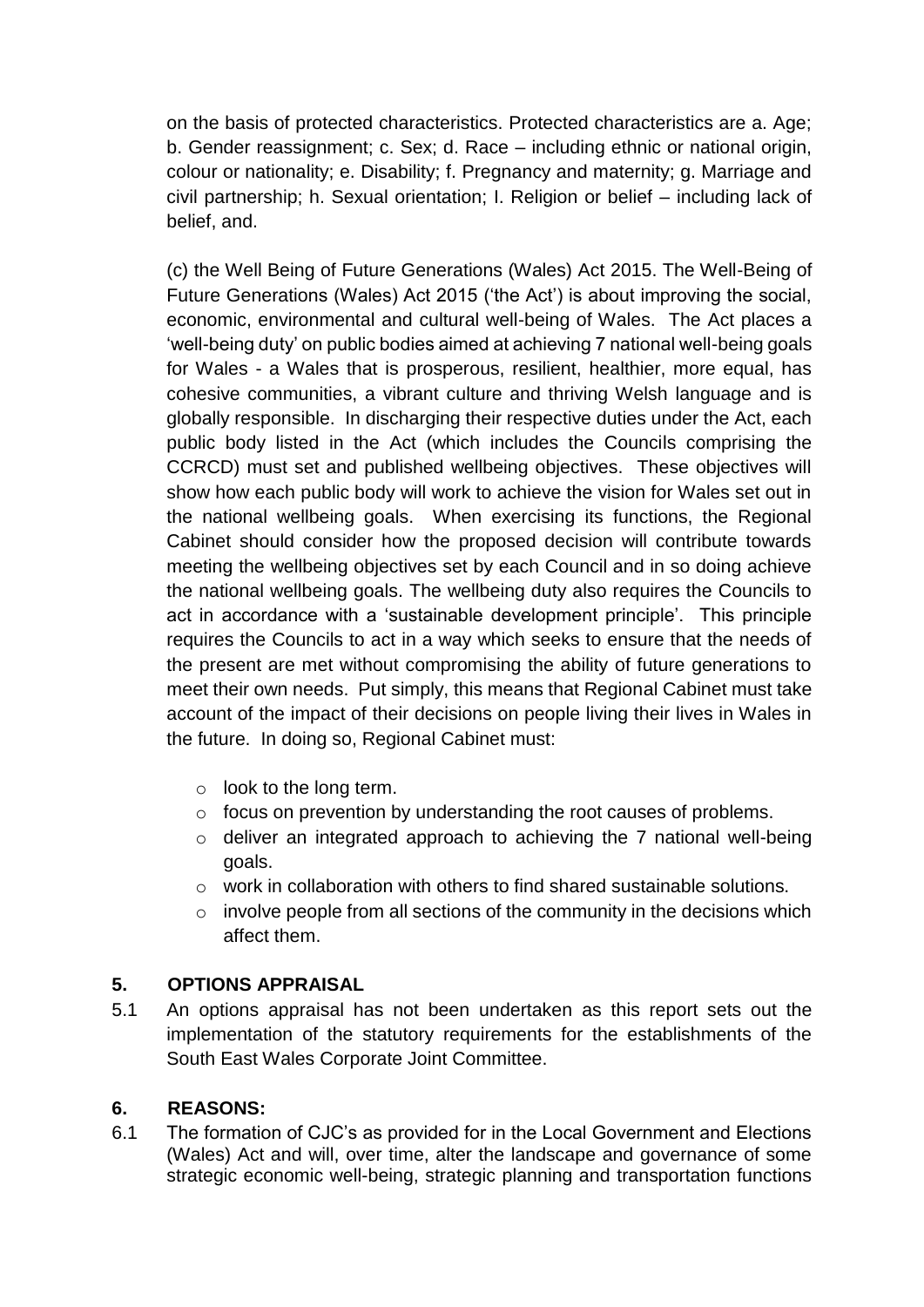on the basis of protected characteristics. Protected characteristics are a. Age; b. Gender reassignment; c. Sex; d. Race – including ethnic or national origin, colour or nationality; e. Disability; f. Pregnancy and maternity; g. Marriage and civil partnership; h. Sexual orientation; I. Religion or belief – including lack of belief, and.

(c) the Well Being of Future Generations (Wales) Act 2015. The Well-Being of Future Generations (Wales) Act 2015 ('the Act') is about improving the social, economic, environmental and cultural well-being of Wales. The Act places a 'well-being duty' on public bodies aimed at achieving 7 national well-being goals for Wales - a Wales that is prosperous, resilient, healthier, more equal, has cohesive communities, a vibrant culture and thriving Welsh language and is globally responsible. In discharging their respective duties under the Act, each public body listed in the Act (which includes the Councils comprising the CCRCD) must set and published wellbeing objectives. These objectives will show how each public body will work to achieve the vision for Wales set out in the national wellbeing goals. When exercising its functions, the Regional Cabinet should consider how the proposed decision will contribute towards meeting the wellbeing objectives set by each Council and in so doing achieve the national wellbeing goals. The wellbeing duty also requires the Councils to act in accordance with a 'sustainable development principle'. This principle requires the Councils to act in a way which seeks to ensure that the needs of the present are met without compromising the ability of future generations to meet their own needs. Put simply, this means that Regional Cabinet must take account of the impact of their decisions on people living their lives in Wales in the future. In doing so, Regional Cabinet must:

- look to the long term.
- focus on prevention by understanding the root causes of problems.
- deliver an integrated approach to achieving the 7 national well-being goals.
- work in collaboration with others to find shared sustainable solutions.
- involve people from all sections of the community in the decisions which affect them.

## 5. OPTIONS APPRAISAL

5.1 An options appraisal has not been undertaken as this report sets out the implementation of the statutory requirements for the establishments of the South East Wales Corporate Joint Committee.

## 6. REASONS:

6.1 The formation of CJC's as provided for in the Local Government and Elections (Wales) Act and will, over time, alter the landscape and governance of some strategic economic well-being, strategic planning and transportation functions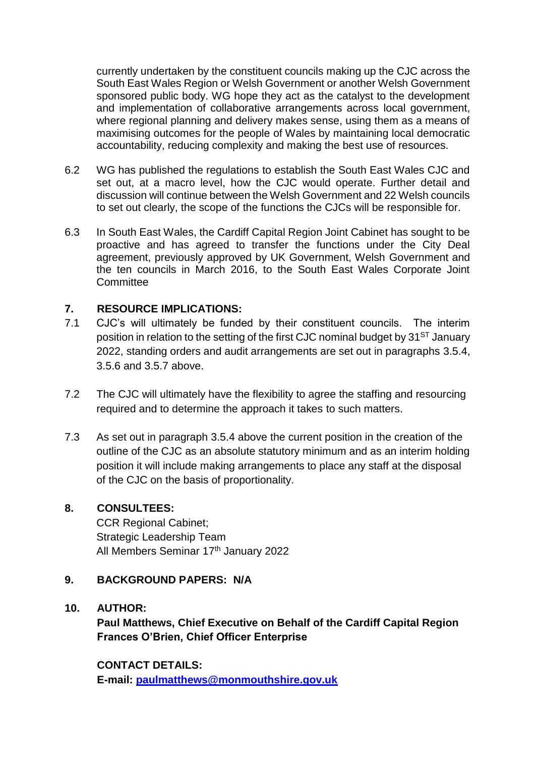currently undertaken by the constituent councils making up the CJC across the South East Wales Region or Welsh Government or another Welsh Government sponsored public body. WG hope they act as the catalyst to the development and implementation of collaborative arrangements across local government, where regional planning and delivery makes sense, using them as a means of maximising outcomes for the people of Wales by maintaining local democratic accountability, reducing complexity and making the best use of resources.

6.2 WG has published the regulations to establish the South East Wales CJC and set out, at a macro level, how the CJC would operate. Further detail and discussion will continue between the Welsh Government and 22 Welsh councils to set out clearly, the scope of the functions the CJCs will be responsible for.

6.3 In South East Wales, the Cardiff Capital Region Joint Cabinet has sought to be proactive and has agreed to transfer the functions under the City Deal agreement, previously approved by UK Government, Welsh Government and the ten councils in March 2016, to the South East Wales Corporate Joint Committee

## 7. RESOURCE IMPLICATIONS:

7.1 CJC's will ultimately be funded by their constituent councils. The interim position in relation to the setting of the first CJC nominal budget by 31[ST] January 2022, standing orders and audit arrangements are set out in paragraphs 3.5.4, 3.5.6 and 3.5.7 above.

7.2 The CJC will ultimately have the flexibility to agree the staffing and resourcing required and to determine the approach it takes to such matters.

7.3 As set out in paragraph 3.5.4 above the current position in the creation of the outline of the CJC as an absolute statutory minimum and as an interim holding position it will include making arrangements to place any staff at the disposal of the CJC on the basis of proportionality.

## 8. CONSULTEES:

CCR Regional Cabinet;
Strategic Leadership Team
All Members Seminar 17[th] January 2022

## 9. BACKGROUND PAPERS: N/A

## 10. AUTHOR:

**Paul Matthews, Chief Executive on Behalf of the Cardiff Capital Region**
**Frances O'Brien, Chief Officer Enterprise**

**CONTACT DETAILS:**
**E-mail: paulmatthews@monmouthshire.gov.uk**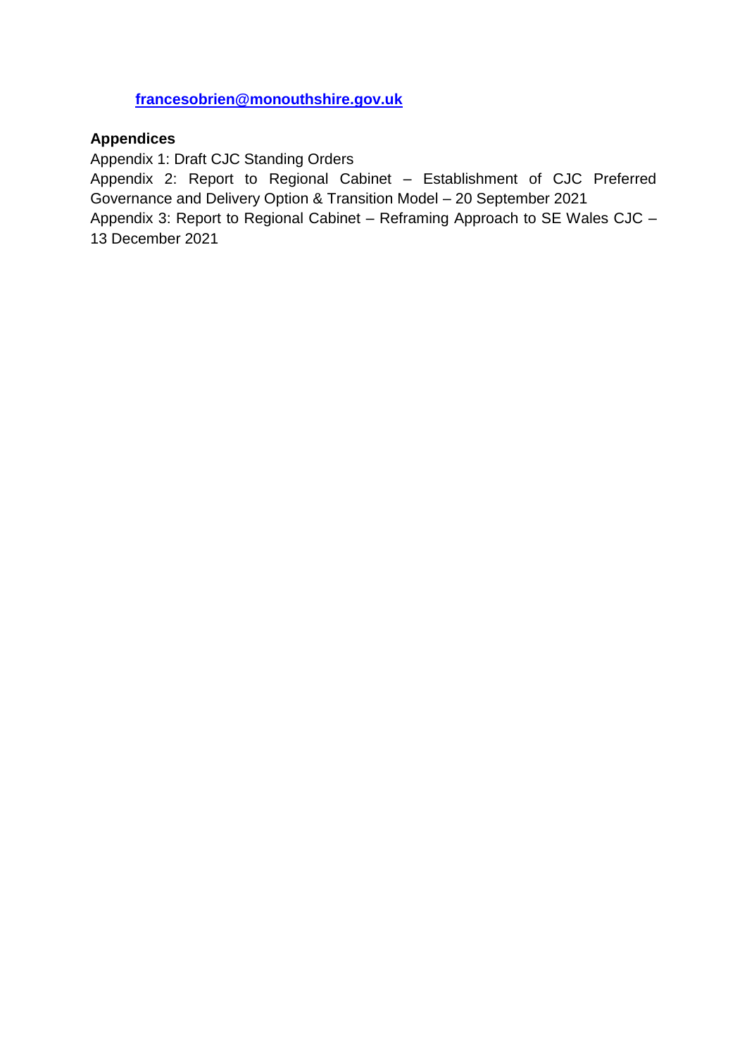**francesobrien@monouthshire.gov.uk**

**Appendices**

Appendix 1: Draft CJC Standing Orders
Appendix 2: Report to Regional Cabinet – Establishment of CJC Preferred Governance and Delivery Option & Transition Model – 20 September 2021
Appendix 3: Report to Regional Cabinet – Reframing Approach to SE Wales CJC – 13 December 2021